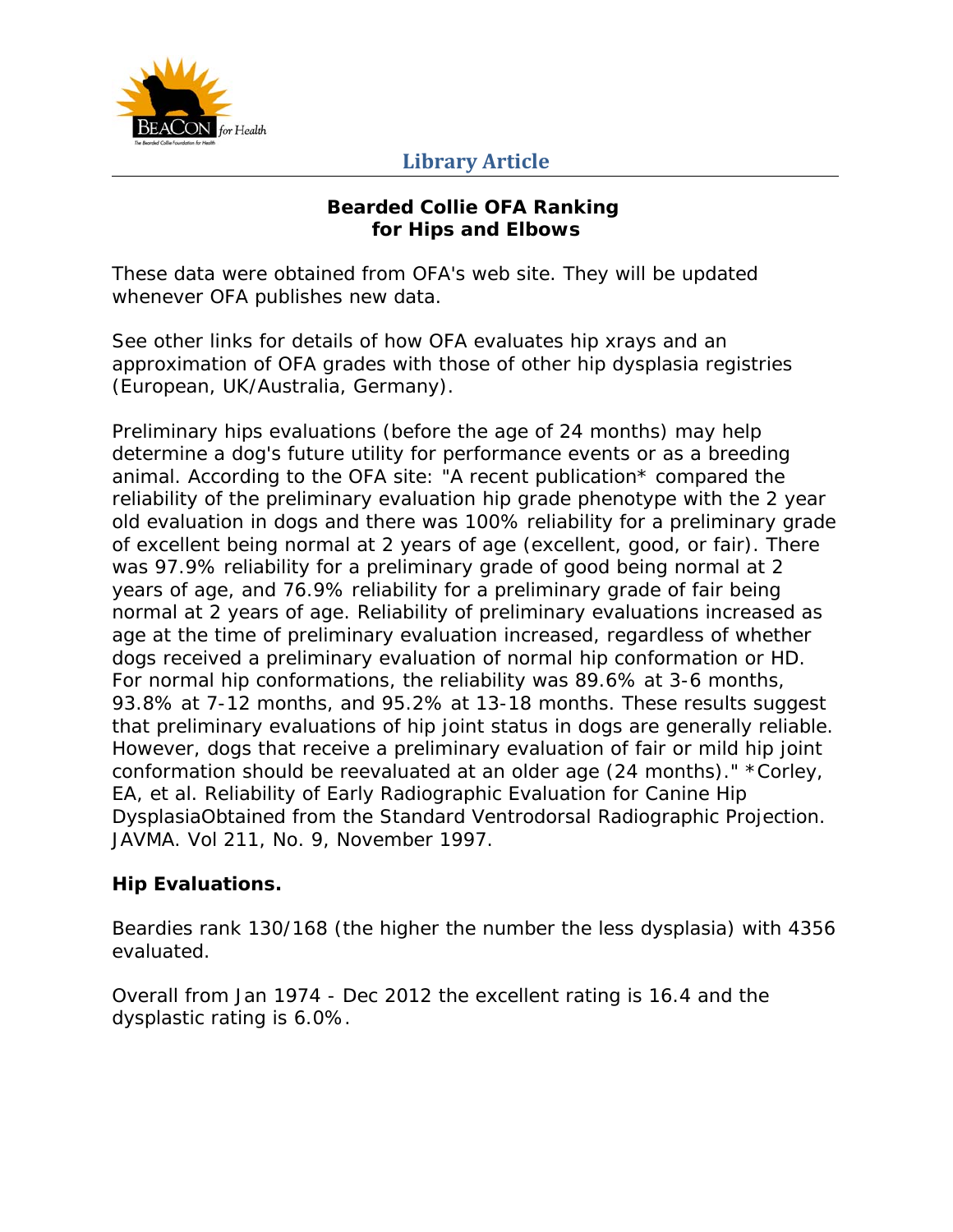## Library Article

### Bearded Collie OFA Ranking for Hips and Elbows

These data were obtained from OFA's web site. They will be updated whenever OFA publishes new data.

See other links for details of how OFA evaluates hip xrays and an approximation of OFA grades with those of other hip dysplasia registries (European, UK/Australia, Germany).

Preliminary hips evaluations (before the age of 24 months) may help determine a dog's future utility for performance events or as a breeding animal. According to the OFA site: "A recent publication* compared the reliability of the preliminary evaluation hip grade phenotype with the 2 year old evaluation in dogs and there was 100% reliability for a preliminary grade of excellent being normal at 2 years of age (excellent, good, or fair). There was 97.9% reliability for a preliminary grade of good being normal at 2 years of age, and 76.9% reliability for a preliminary grade of fair being normal at 2 years of age. Reliability of preliminary evaluations increased as age at the time of preliminary evaluation increased, regardless of whether dogs received a preliminary evaluation of normal hip conformation or HD. For normal hip conformations, the reliability was 89.6% at 3-6 months, 93.8% at 7-12 months, and 95.2% at 13-18 months. These results suggest that preliminary evaluations of hip joint status in dogs are generally reliable. However, dogs that receive a preliminary evaluation of fair or mild hip joint conformation should be reevaluated at an older age (24 months)." *Corley, EA, et al. Reliability of Early Radiographic Evaluation for Canine Hip DysplasiaObtained from the Standard Ventrodorsal Radiographic Projection. JAVMA. Vol 211, No. 9, November 1997.

**Hip Evaluations.**

Beardies rank 130/168 (the higher the number the less dysplasia) with 4356 evaluated.

Overall from Jan 1974 - Dec 2012 the excellent rating is 16.4 and the dysplastic rating is 6.0%.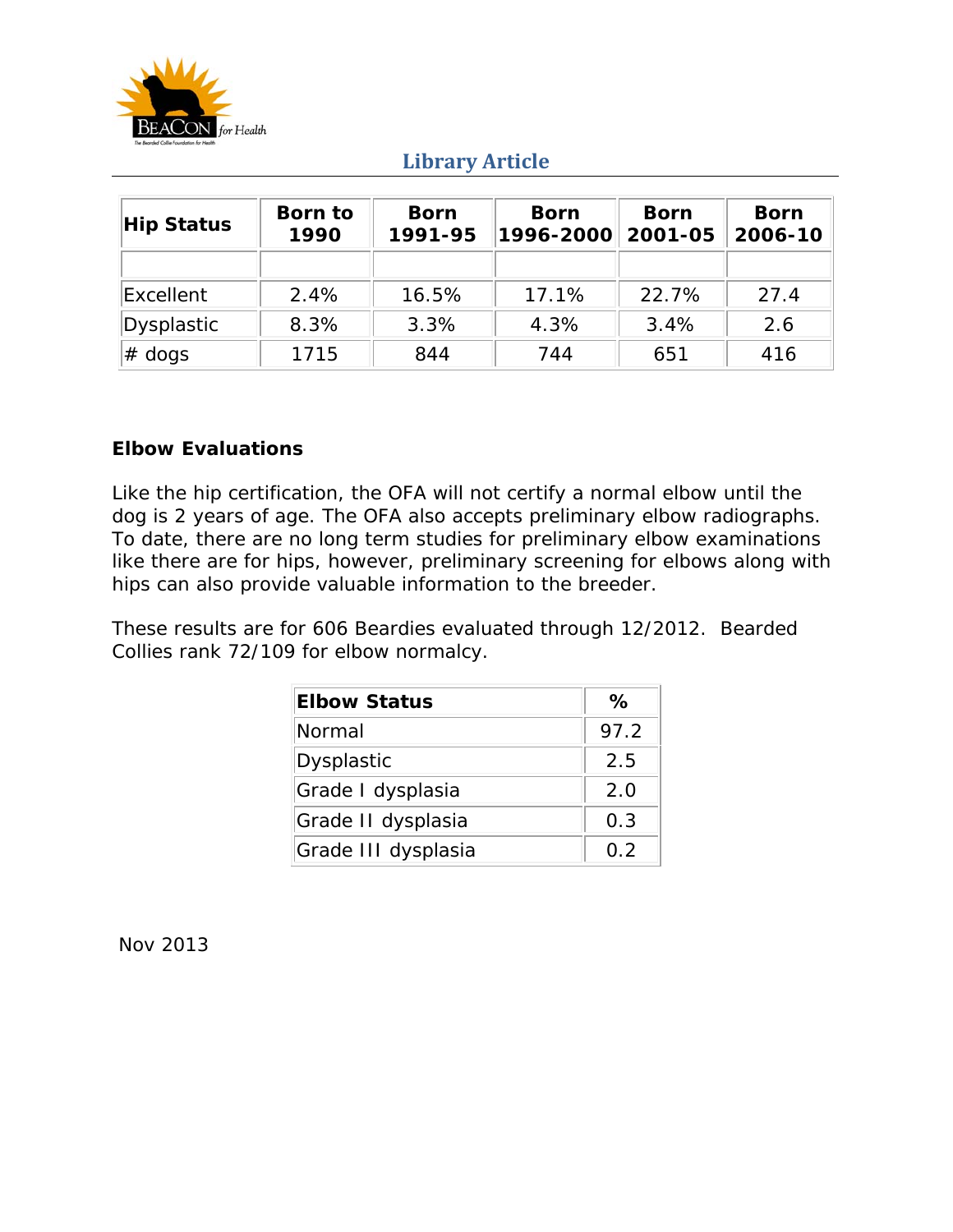Library Article

| Hip Status | Born to 1990 | Born 1991-95 | Born 1996-2000 | Born 2001-05 | Born 2006-10 |
|---|---|---|---|---|---|
| | | | | | |
| Excellent | 2.4% | 16.5% | 17.1% | 22.7% | 27.4 |
| Dysplastic | 8.3% | 3.3% | 4.3% | 3.4% | 2.6 |
| # dogs | 1715 | 844 | 744 | 651 | 416 |

### Elbow Evaluations

Like the hip certification, the OFA will not certify a normal elbow until the dog is 2 years of age. The OFA also accepts preliminary elbow radiographs. To date, there are no long term studies for preliminary elbow examinations like there are for hips, however, preliminary screening for elbows along with hips can also provide valuable information to the breeder.

These results are for 606 Beardies evaluated through 12/2012. Bearded Collies rank 72/109 for elbow normalcy.

| Elbow Status | % |
|---|---|
| Normal | 97.2 |
| Dysplastic | 2.5 |
| Grade I dysplasia | 2.0 |
| Grade II dysplasia | 0.3 |
| Grade III dysplasia | 0.2 |

Nov 2013